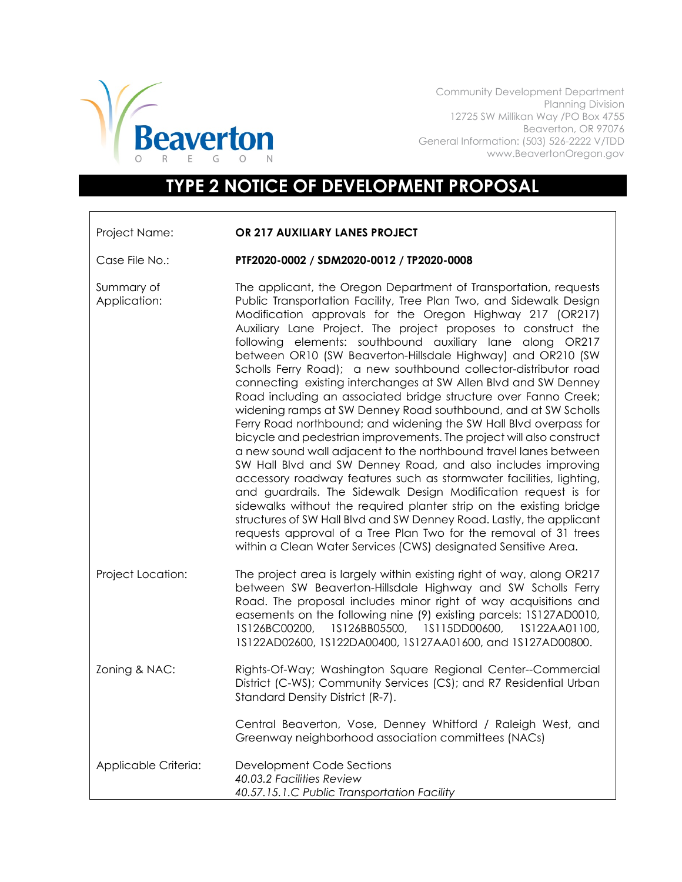Community Development Department
Planning Division
12725 SW Millikan Way /PO Box 4755
Beaverton, OR 97076
General Information: (503) 526-2222 V/TDD
www.BeavertonOregon.gov

# TYPE 2 NOTICE OF DEVELOPMENT PROPOSAL

| | |
|---|---|
| Project Name: | **OR 217 AUXILIARY LANES PROJECT** |
| Case File No.: | **PTF2020-0002 / SDM2020-0012 / TP2020-0008** |
| Summary of Application: | The applicant, the Oregon Department of Transportation, requests Public Transportation Facility, Tree Plan Two, and Sidewalk Design Modification approvals for the Oregon Highway 217 (OR217) Auxiliary Lane Project. The project proposes to construct the following elements: southbound auxiliary lane along OR217 between OR10 (SW Beaverton-Hillsdale Highway) and OR210 (SW Scholls Ferry Road); a new southbound collector-distributor road connecting existing interchanges at SW Allen Blvd and SW Denney Road including an associated bridge structure over Fanno Creek; widening ramps at SW Denney Road southbound, and at SW Scholls Ferry Road northbound; and widening the SW Hall Blvd overpass for bicycle and pedestrian improvements. The project will also construct a new sound wall adjacent to the northbound travel lanes between SW Hall Blvd and SW Denney Road, and also includes improving accessory roadway features such as stormwater facilities, lighting, and guardrails. The Sidewalk Design Modification request is for sidewalks without the required planter strip on the existing bridge structures of SW Hall Blvd and SW Denney Road. Lastly, the applicant requests approval of a Tree Plan Two for the removal of 31 trees within a Clean Water Services (CWS) designated Sensitive Area. |
| Project Location: | The project area is largely within existing right of way, along OR217 between SW Beaverton-Hillsdale Highway and SW Scholls Ferry Road. The proposal includes minor right of way acquisitions and easements on the following nine (9) existing parcels: 1S127AD0010, 1S126BC00200, 1S126BB05500, 1S115DD00600, 1S122AA01100, 1S122AD02600, 1S122DA00400, 1S127AA01600, and 1S127AD00800. |
| Zoning & NAC: | Rights-Of-Way; Washington Square Regional Center--Commercial District (C-WS); Community Services (CS); and R7 Residential Urban Standard Density District (R-7).<br><br>Central Beaverton, Vose, Denney Whitford / Raleigh West, and Greenway neighborhood association committees (NACs) |
| Applicable Criteria: | Development Code Sections<br>*40.03.2 Facilities Review*<br>*40.57.15.1.C Public Transportation Facility* |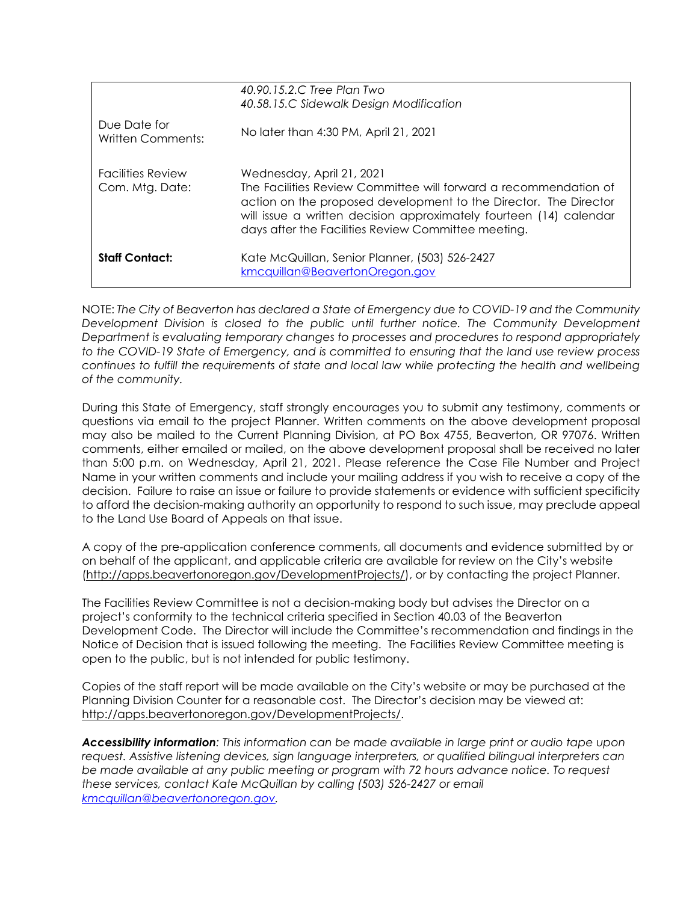| | |
|---|---|
| | *40.90.15.2.C Tree Plan Two*<br>*40.58.15.C Sidewalk Design Modification* |
| Due Date for Written Comments: | No later than 4:30 PM, April 21, 2021 |
| Facilities Review Com. Mtg. Date: | Wednesday, April 21, 2021<br>The Facilities Review Committee will forward a recommendation of action on the proposed development to the Director. The Director will issue a written decision approximately fourteen (14) calendar days after the Facilities Review Committee meeting. |
| **Staff Contact:** | Kate McQuillan, Senior Planner, (503) 526-2427<br>kmcquillan@BeavertonOregon.gov |

NOTE: *The City of Beaverton has declared a State of Emergency due to COVID-19 and the Community Development Division is closed to the public until further notice. The Community Development Department is evaluating temporary changes to processes and procedures to respond appropriately to the COVID-19 State of Emergency, and is committed to ensuring that the land use review process continues to fulfill the requirements of state and local law while protecting the health and wellbeing of the community.*

During this State of Emergency, staff strongly encourages you to submit any testimony, comments or questions via email to the project Planner. Written comments on the above development proposal may also be mailed to the Current Planning Division, at PO Box 4755, Beaverton, OR 97076. Written comments, either emailed or mailed, on the above development proposal shall be received no later than 5:00 p.m. on Wednesday, April 21, 2021. Please reference the Case File Number and Project Name in your written comments and include your mailing address if you wish to receive a copy of the decision. Failure to raise an issue or failure to provide statements or evidence with sufficient specificity to afford the decision-making authority an opportunity to respond to such issue, may preclude appeal to the Land Use Board of Appeals on that issue.

A copy of the pre-application conference comments, all documents and evidence submitted by or on behalf of the applicant, and applicable criteria are available for review on the City's website (http://apps.beavertonoregon.gov/DevelopmentProjects/), or by contacting the project Planner.

The Facilities Review Committee is not a decision-making body but advises the Director on a project's conformity to the technical criteria specified in Section 40.03 of the Beaverton Development Code. The Director will include the Committee's recommendation and findings in the Notice of Decision that is issued following the meeting. The Facilities Review Committee meeting is open to the public, but is not intended for public testimony.

Copies of the staff report will be made available on the City's website or may be purchased at the Planning Division Counter for a reasonable cost. The Director's decision may be viewed at: http://apps.beavertonoregon.gov/DevelopmentProjects/.

***Accessibility information****: This information can be made available in large print or audio tape upon request. Assistive listening devices, sign language interpreters, or qualified bilingual interpreters can be made available at any public meeting or program with 72 hours advance notice. To request these services, contact Kate McQuillan by calling (503) 526-2427 or email kmcquillan@beavertonoregon.gov.*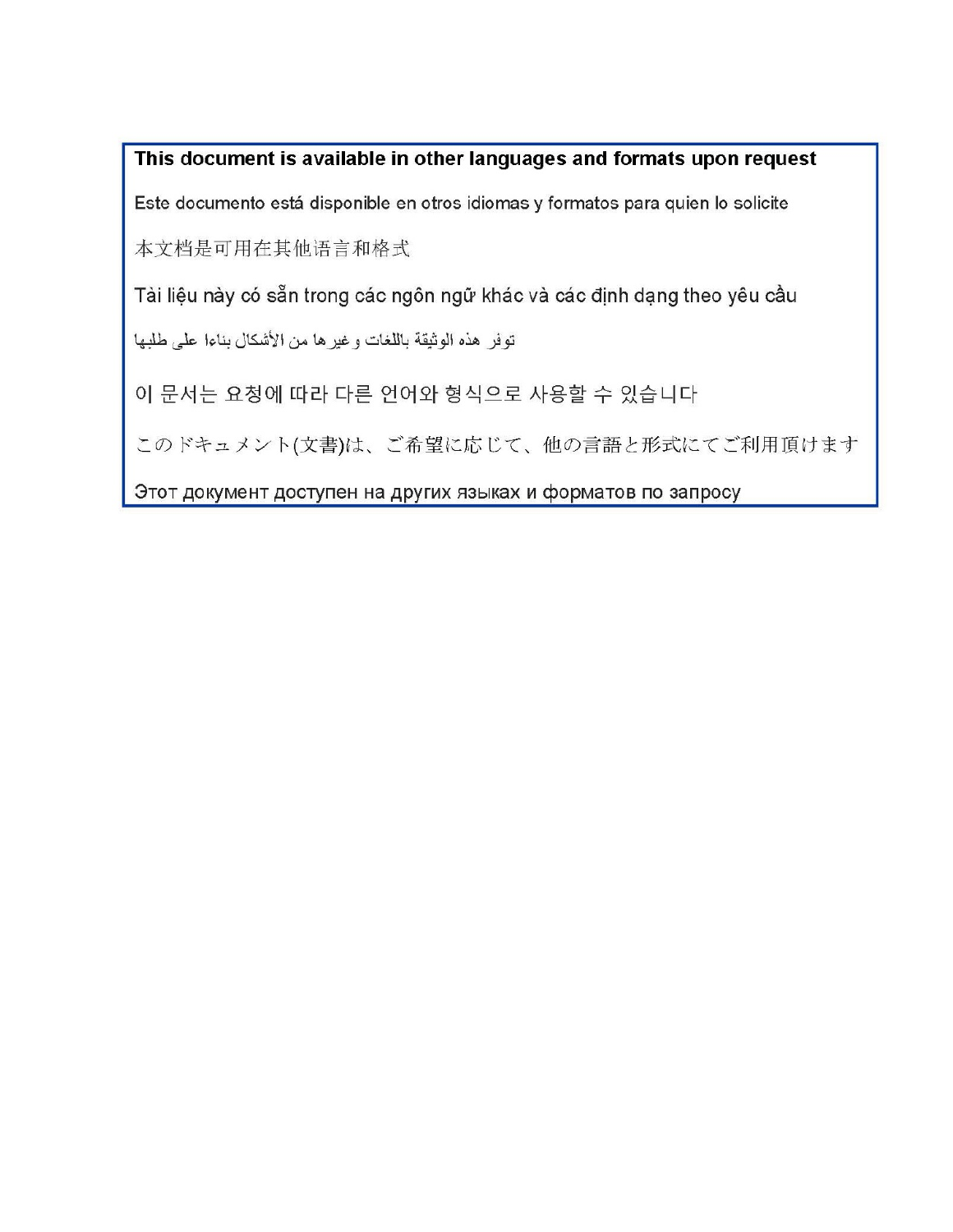**This document is available in other languages and formats upon request**

Este documento está disponible en otros idiomas y formatos para quien lo solicite

本文档是可用在其他语言和格式

Tài liệu này có sẵn trong các ngôn ngữ khác và các định dạng theo yêu cầu

توفر هذه الوثيقة باللغات وغيرها من الأشكال بناءا على طلبها

이 문서는 요청에 따라 다른 언어와 형식으로 사용할 수 있습니다

このドキュメント(文書)は、ご希望に応じて、他の言語と形式にてご利用頂けます

Этот документ доступен на других языках и форматов по запросу